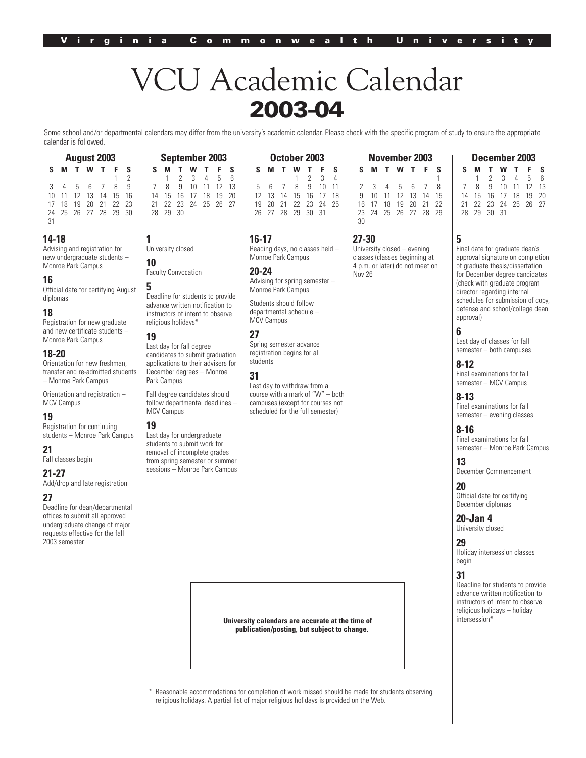# VCU Academic Calendar

## 2003-04

Some school and/or departmental calendars may differ from the university's academic calendar. Please check with the specific program of study to ensure the appropriate calendar is followed.

### August 2003

| S | M | T | W | T | F | S |
|---|---|---|---|---|---|---|
| | | | | | 1 | 2 |
| 3 | 4 | 5 | 6 | 7 | 8 | 9 |
| 10 | 11 | 12 | 13 | 14 | 15 | 16 |
| 17 | 18 | 19 | 20 | 21 | 22 | 23 |
| 24 | 25 | 26 | 27 | 28 | 29 | 30 |
| 31 | | | | | | |

**14-18**
Advising and registration for new undergraduate students – Monroe Park Campus

**16**
Official date for certifying August diplomas

**18**
Registration for new graduate and new certificate students – Monroe Park Campus

**18-20**
Orientation for new freshman, transfer and re-admitted students – Monroe Park Campus

Orientation and registration – MCV Campus

**19**
Registration for continuing students – Monroe Park Campus

**21**
Fall classes begin

**21-27**
Add/drop and late registration

**27**
Deadline for dean/departmental offices to submit all approved undergraduate change of major requests effective for the fall 2003 semester

### September 2003

| S | M | T | W | T | F | S |
|---|---|---|---|---|---|---|
| | 1 | 2 | 3 | 4 | 5 | 6 |
| 7 | 8 | 9 | 10 | 11 | 12 | 13 |
| 14 | 15 | 16 | 17 | 18 | 19 | 20 |
| 21 | 22 | 23 | 24 | 25 | 26 | 27 |
| 28 | 29 | 30 | | | | |

**1**
University closed

**10**
Faculty Convocation

**5**
Deadline for students to provide advance written notification to instructors of intent to observe religious holidays*

**19**
Last day for fall degree candidates to submit graduation applications to their advisers for December degrees – Monroe Park Campus

Fall degree candidates should follow departmental deadlines – MCV Campus

**19**
Last day for undergraduate students to submit work for removal of incomplete grades from spring semester or summer sessions – Monroe Park Campus

### October 2003

| S | M | T | W | T | F | S |
|---|---|---|---|---|---|---|
| | | | 1 | 2 | 3 | 4 |
| 5 | 6 | 7 | 8 | 9 | 10 | 11 |
| 12 | 13 | 14 | 15 | 16 | 17 | 18 |
| 19 | 20 | 21 | 22 | 23 | 24 | 25 |
| 26 | 27 | 28 | 29 | 30 | 31 | |

**16-17**
Reading days, no classes held – Monroe Park Campus

**20-24**
Advising for spring semester – Monroe Park Campus

Students should follow departmental schedule – MCV Campus

**27**
Spring semester advance registration begins for all students

**31**
Last day to withdraw from a course with a mark of "W" – both campuses (except for courses not scheduled for the full semester)

### November 2003

| S | M | T | W | T | F | S |
|---|---|---|---|---|---|---|
| | | | | | | 1 |
| 2 | 3 | 4 | 5 | 6 | 7 | 8 |
| 9 | 10 | 11 | 12 | 13 | 14 | 15 |
| 16 | 17 | 18 | 19 | 20 | 21 | 22 |
| 23 | 24 | 25 | 26 | 27 | 28 | 29 |
| 30 | | | | | | |

**27-30**
University closed – evening classes (classes beginning at 4 p.m. or later) do not meet on Nov 26

### December 2003

| S | M | T | W | T | F | S |
|---|---|---|---|---|---|---|
| | 1 | 2 | 3 | 4 | 5 | 6 |
| 7 | 8 | 9 | 10 | 11 | 12 | 13 |
| 14 | 15 | 16 | 17 | 18 | 19 | 20 |
| 21 | 22 | 23 | 24 | 25 | 26 | 27 |
| 28 | 29 | 30 | 31 | | | |

**5**
Final date for graduate dean's approval signature on completion of graduate thesis/dissertation for December degree candidates (check with graduate program director regarding internal schedules for submission of copy, defense and school/college dean approval)

**6**
Last day of classes for fall semester – both campuses

**8-12**
Final examinations for fall semester – MCV Campus

**8-13**
Final examinations for fall semester – evening classes

**8-16**
Final examinations for fall semester – Monroe Park Campus

**13**
December Commencement

**20**
Official date for certifying December diplomas

**20-Jan 4**
University closed

**29**
Holiday intersession classes begin

**31**
Deadline for students to provide advance written notification to instructors of intent to observe religious holidays – holiday intersession*

**University calendars are accurate at the time of publication/posting, but subject to change.**

\* Reasonable accommodations for completion of work missed should be made for students observing religious holidays. A partial list of major religious holidays is provided on the Web.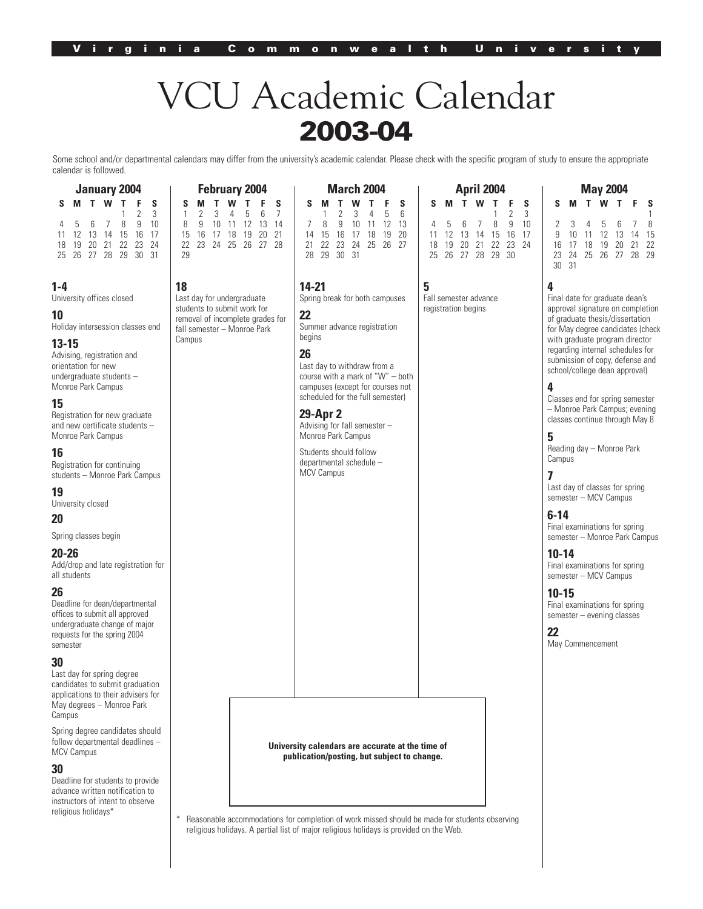# VCU Academic Calendar
## 2003-04

Some school and/or departmental calendars may differ from the university's academic calendar. Please check with the specific program of study to ensure the appropriate calendar is followed.

### January 2004

| S | M | T | W | T | F | S |
|---|---|---|---|---|---|---|
| | | | | 1 | 2 | 3 |
| 4 | 5 | 6 | 7 | 8 | 9 | 10 |
| 11 | 12 | 13 | 14 | 15 | 16 | 17 |
| 18 | 19 | 20 | 21 | 22 | 23 | 24 |
| 25 | 26 | 27 | 28 | 29 | 30 | 31 |

**1-4**
University offices closed

**10**
Holiday intersession classes end

**13-15**
Advising, registration and orientation for new undergraduate students – Monroe Park Campus

**15**
Registration for new graduate and new certificate students – Monroe Park Campus

**16**
Registration for continuing students – Monroe Park Campus

**19**
University closed

**20**
Spring classes begin

**20-26**
Add/drop and late registration for all students

**26**
Deadline for dean/departmental offices to submit all approved undergraduate change of major requests for the spring 2004 semester

**30**
Last day for spring degree candidates to submit graduation applications to their advisers for May degrees – Monroe Park Campus

Spring degree candidates should follow departmental deadlines – MCV Campus

**30**
Deadline for students to provide advance written notification to instructors of intent to observe religious holidays*

### February 2004

| S | M | T | W | T | F | S |
|---|---|---|---|---|---|---|
| 1 | 2 | 3 | 4 | 5 | 6 | 7 |
| 8 | 9 | 10 | 11 | 12 | 13 | 14 |
| 15 | 16 | 17 | 18 | 19 | 20 | 21 |
| 22 | 23 | 24 | 25 | 26 | 27 | 28 |
| 29 | | | | | | |

**18**
Last day for undergraduate students to submit work for removal of incomplete grades for fall semester – Monroe Park Campus

### March 2004

| S | M | T | W | T | F | S |
|---|---|---|---|---|---|---|
| | 1 | 2 | 3 | 4 | 5 | 6 |
| 7 | 8 | 9 | 10 | 11 | 12 | 13 |
| 14 | 15 | 16 | 17 | 18 | 19 | 20 |
| 21 | 22 | 23 | 24 | 25 | 26 | 27 |
| 28 | 29 | 30 | 31 | | | |

**14-21**
Spring break for both campuses

**22**
Summer advance registration begins

**26**
Last day to withdraw from a course with a mark of "W" – both campuses (except for courses not scheduled for the full semester)

**29-Apr 2**
Advising for fall semester – Monroe Park Campus

Students should follow departmental schedule – MCV Campus

### April 2004

| S | M | T | W | T | F | S |
|---|---|---|---|---|---|---|
| | | | | 1 | 2 | 3 |
| 4 | 5 | 6 | 7 | 8 | 9 | 10 |
| 11 | 12 | 13 | 14 | 15 | 16 | 17 |
| 18 | 19 | 20 | 21 | 22 | 23 | 24 |
| 25 | 26 | 27 | 28 | 29 | 30 | |

**5**
Fall semester advance registration begins

### May 2004

| S | M | T | W | T | F | S |
|---|---|---|---|---|---|---|
| | | | | | | 1 |
| 2 | 3 | 4 | 5 | 6 | 7 | 8 |
| 9 | 10 | 11 | 12 | 13 | 14 | 15 |
| 16 | 17 | 18 | 19 | 20 | 21 | 22 |
| 23 | 24 | 25 | 26 | 27 | 28 | 29 |
| 30 | 31 | | | | | |

**4**
Final date for graduate dean's approval signature on completion of graduate thesis/dissertation for May degree candidates (check with graduate program director regarding internal schedules for submission of copy, defense and school/college dean approval)

**4**
Classes end for spring semester – Monroe Park Campus; evening classes continue through May 8

**5**
Reading day – Monroe Park Campus

**7**
Last day of classes for spring semester – MCV Campus

**6-14**
Final examinations for spring semester – Monroe Park Campus

**10-14**
Final examinations for spring semester – MCV Campus

**10-15**
Final examinations for spring semester – evening classes

**22**
May Commencement

**University calendars are accurate at the time of publication/posting, but subject to change.**

\* Reasonable accommodations for completion of work missed should be made for students observing religious holidays. A partial list of major religious holidays is provided on the Web.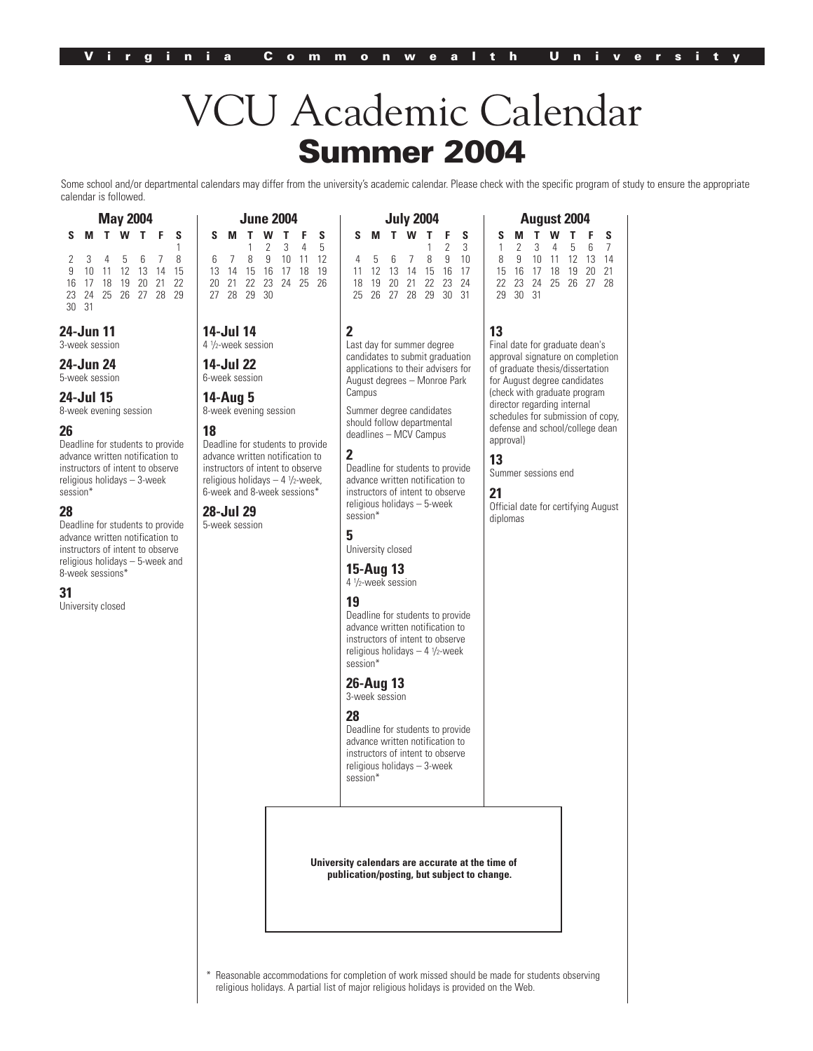# VCU Academic Calendar

## Summer 2004

Some school and/or departmental calendars may differ from the university's academic calendar. Please check with the specific program of study to ensure the appropriate calendar is followed.

### May 2004

| S | M | T | W | T | F | S |
|---|---|---|---|---|---|---|
| | | | | | | 1 |
| 2 | 3 | 4 | 5 | 6 | 7 | 8 |
| 9 | 10 | 11 | 12 | 13 | 14 | 15 |
| 16 | 17 | 18 | 19 | 20 | 21 | 22 |
| 23 | 24 | 25 | 26 | 27 | 28 | 29 |
| 30 | 31 | | | | | |

**24-Jun 11**
3-week session

**24-Jun 24**
5-week session

**24-Jul 15**
8-week evening session

**26**
Deadline for students to provide advance written notification to instructors of intent to observe religious holidays – 3-week session*

**28**
Deadline for students to provide advance written notification to instructors of intent to observe religious holidays – 5-week and 8-week sessions*

**31**
University closed

### June 2004

| S | M | T | W | T | F | S |
|---|---|---|---|---|---|---|
| | | 1 | 2 | 3 | 4 | 5 |
| 6 | 7 | 8 | 9 | 10 | 11 | 12 |
| 13 | 14 | 15 | 16 | 17 | 18 | 19 |
| 20 | 21 | 22 | 23 | 24 | 25 | 26 |
| 27 | 28 | 29 | 30 | | | |

**14-Jul 14**
4 1/2-week session

**14-Jul 22**
6-week session

**14-Aug 5**
8-week evening session

**18**
Deadline for students to provide advance written notification to instructors of intent to observe religious holidays – 4 1/2-week, 6-week and 8-week sessions*

**28-Jul 29**
5-week session

### July 2004

| S | M | T | W | T | F | S |
|---|---|---|---|---|---|---|
| | | | | 1 | 2 | 3 |
| 4 | 5 | 6 | 7 | 8 | 9 | 10 |
| 11 | 12 | 13 | 14 | 15 | 16 | 17 |
| 18 | 19 | 20 | 21 | 22 | 23 | 24 |
| 25 | 26 | 27 | 28 | 29 | 30 | 31 |

**2**
Last day for summer degree candidates to submit graduation applications to their advisers for August degrees – Monroe Park Campus

Summer degree candidates should follow departmental deadlines – MCV Campus

**2**
Deadline for students to provide advance written notification to instructors of intent to observe religious holidays – 5-week session*

**5**
University closed

**15-Aug 13**
4 1/2-week session

**19**
Deadline for students to provide advance written notification to instructors of intent to observe religious holidays – 4 1/2-week session*

**26-Aug 13**
3-week session

**28**
Deadline for students to provide advance written notification to instructors of intent to observe religious holidays – 3-week session*

### August 2004

| S | M | T | W | T | F | S |
|---|---|---|---|---|---|---|
| 1 | 2 | 3 | 4 | 5 | 6 | 7 |
| 8 | 9 | 10 | 11 | 12 | 13 | 14 |
| 15 | 16 | 17 | 18 | 19 | 20 | 21 |
| 22 | 23 | 24 | 25 | 26 | 27 | 28 |
| 29 | 30 | 31 | | | | |

**13**
Final date for graduate dean's approval signature on completion of graduate thesis/dissertation for August degree candidates (check with graduate program director regarding internal schedules for submission of copy, defense and school/college dean approval)

**13**
Summer sessions end

**21**
Official date for certifying August diplomas

**University calendars are accurate at the time of publication/posting, but subject to change.**

\* Reasonable accommodations for completion of work missed should be made for students observing religious holidays. A partial list of major religious holidays is provided on the Web.